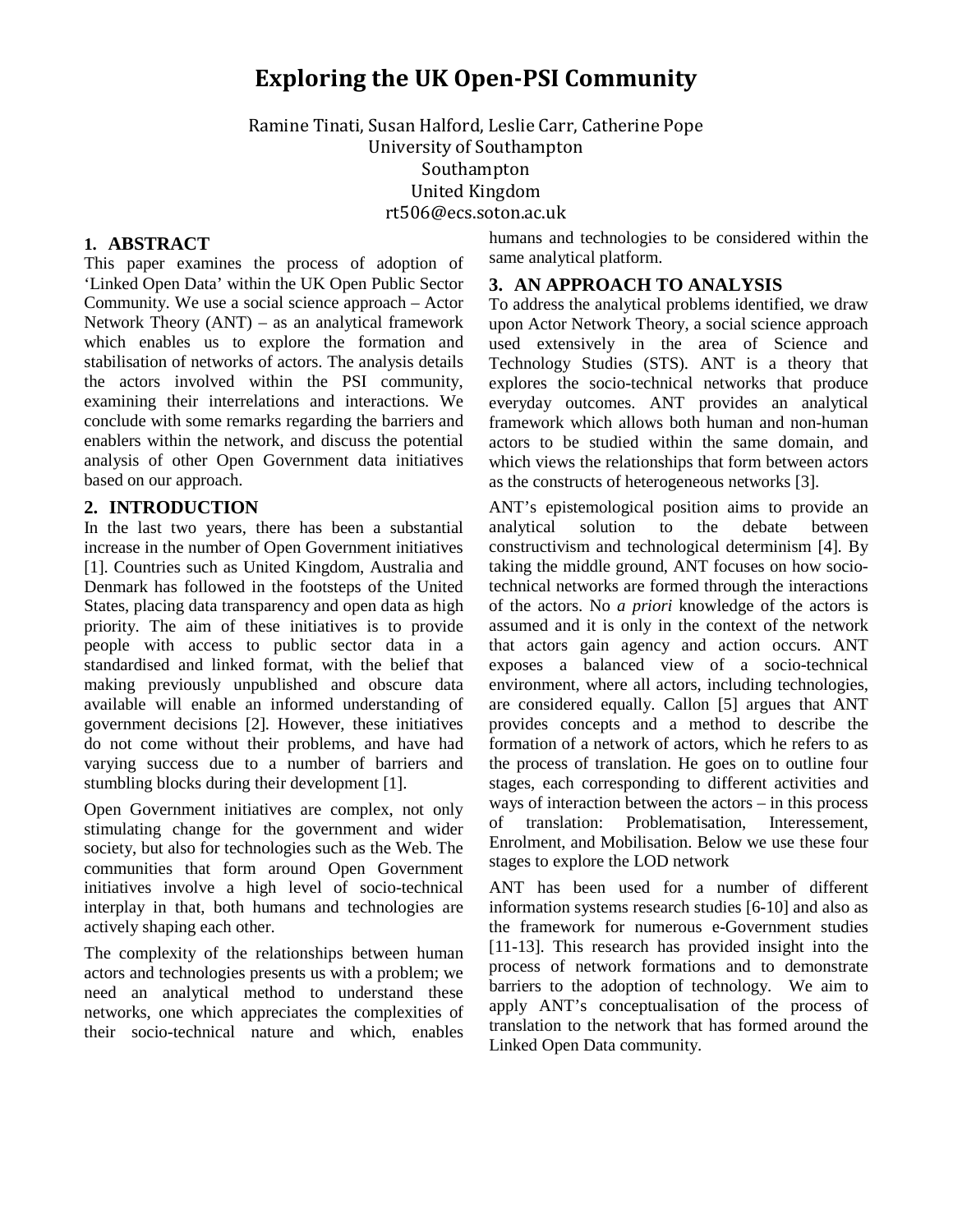# Exploring the UK Open-PSI Community

Ramine Tinati, Susan Halford, Leslie Carr, Catherine Pope
University of Southampton
Southampton
United Kingdom
rt506@ecs.soton.ac.uk

## 1. ABSTRACT

This paper examines the process of adoption of 'Linked Open Data' within the UK Open Public Sector Community. We use a social science approach – Actor Network Theory (ANT) – as an analytical framework which enables us to explore the formation and stabilisation of networks of actors. The analysis details the actors involved within the PSI community, examining their interrelations and interactions. We conclude with some remarks regarding the barriers and enablers within the network, and discuss the potential analysis of other Open Government data initiatives based on our approach.

## 2. INTRODUCTION

In the last two years, there has been a substantial increase in the number of Open Government initiatives [1]. Countries such as United Kingdom, Australia and Denmark has followed in the footsteps of the United States, placing data transparency and open data as high priority. The aim of these initiatives is to provide people with access to public sector data in a standardised and linked format, with the belief that making previously unpublished and obscure data available will enable an informed understanding of government decisions [2]. However, these initiatives do not come without their problems, and have had varying success due to a number of barriers and stumbling blocks during their development [1].

Open Government initiatives are complex, not only stimulating change for the government and wider society, but also for technologies such as the Web. The communities that form around Open Government initiatives involve a high level of socio-technical interplay in that, both humans and technologies are actively shaping each other.

The complexity of the relationships between human actors and technologies presents us with a problem; we need an analytical method to understand these networks, one which appreciates the complexities of their socio-technical nature and which, enables humans and technologies to be considered within the same analytical platform.

## 3. AN APPROACH TO ANALYSIS

To address the analytical problems identified, we draw upon Actor Network Theory, a social science approach used extensively in the area of Science and Technology Studies (STS). ANT is a theory that explores the socio-technical networks that produce everyday outcomes. ANT provides an analytical framework which allows both human and non-human actors to be studied within the same domain, and which views the relationships that form between actors as the constructs of heterogeneous networks [3].

ANT's epistemological position aims to provide an analytical solution to the debate between constructivism and technological determinism [4]. By taking the middle ground, ANT focuses on how socio-technical networks are formed through the interactions of the actors. No *a priori* knowledge of the actors is assumed and it is only in the context of the network that actors gain agency and action occurs. ANT exposes a balanced view of a socio-technical environment, where all actors, including technologies, are considered equally. Callon [5] argues that ANT provides concepts and a method to describe the formation of a network of actors, which he refers to as the process of translation. He goes on to outline four stages, each corresponding to different activities and ways of interaction between the actors – in this process of translation: Problematisation, Interessement, Enrolment, and Mobilisation. Below we use these four stages to explore the LOD network

ANT has been used for a number of different information systems research studies [6-10] and also as the framework for numerous e-Government studies [11-13]. This research has provided insight into the process of network formations and to demonstrate barriers to the adoption of technology. We aim to apply ANT's conceptualisation of the process of translation to the network that has formed around the Linked Open Data community.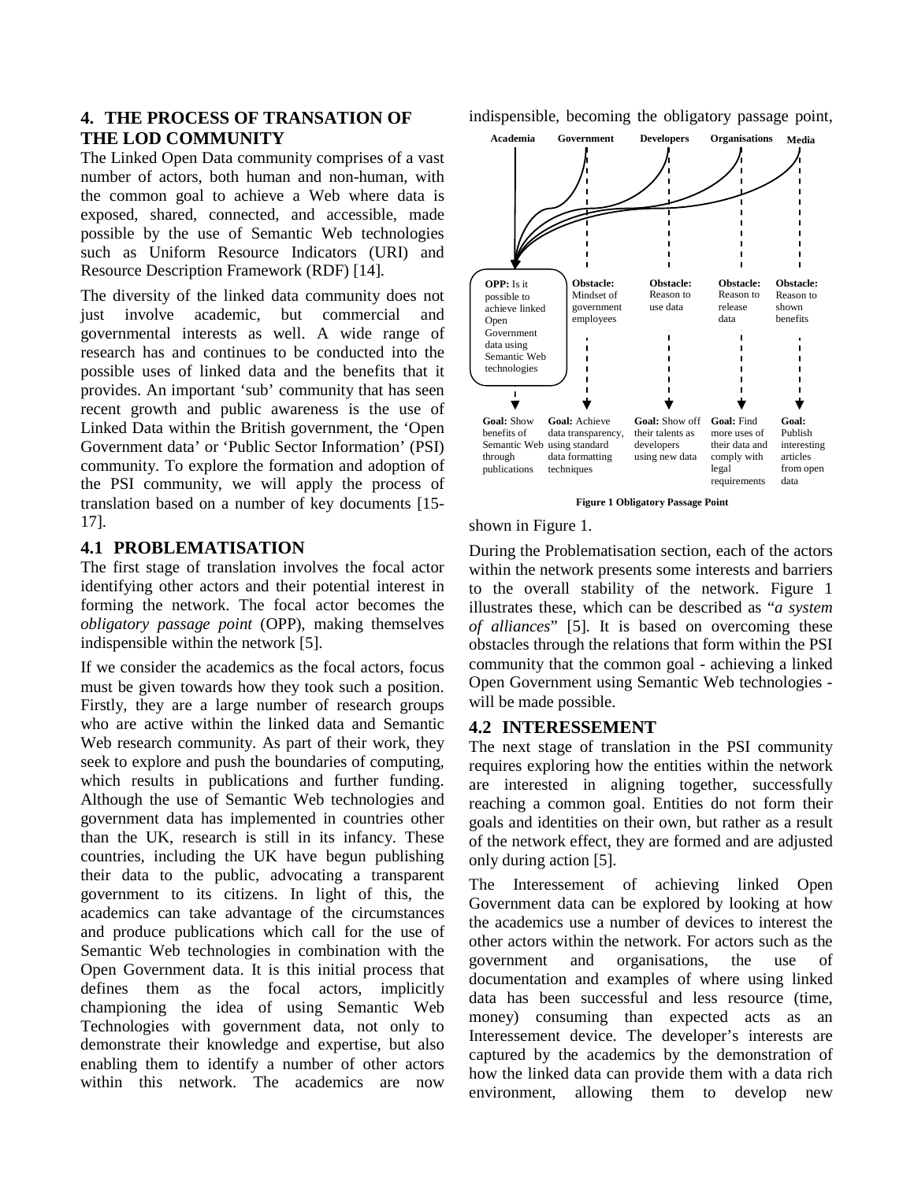## 4. THE PROCESS OF TRANSATION OF THE LOD COMMUNITY

The Linked Open Data community comprises of a vast number of actors, both human and non-human, with the common goal to achieve a Web where data is exposed, shared, connected, and accessible, made possible by the use of Semantic Web technologies such as Uniform Resource Indicators (URI) and Resource Description Framework (RDF) [14].

The diversity of the linked data community does not just involve academic, but commercial and governmental interests as well. A wide range of research has and continues to be conducted into the possible uses of linked data and the benefits that it provides. An important 'sub' community that has seen recent growth and public awareness is the use of Linked Data within the British government, the 'Open Government data' or 'Public Sector Information' (PSI) community. To explore the formation and adoption of the PSI community, we will apply the process of translation based on a number of key documents [15-17].

### 4.1 PROBLEMATISATION

The first stage of translation involves the focal actor identifying other actors and their potential interest in forming the network. The focal actor becomes the *obligatory passage point* (OPP), making themselves indispensible within the network [5].

If we consider the academics as the focal actors, focus must be given towards how they took such a position. Firstly, they are a large number of research groups who are active within the linked data and Semantic Web research community. As part of their work, they seek to explore and push the boundaries of computing, which results in publications and further funding. Although the use of Semantic Web technologies and government data has implemented in countries other than the UK, research is still in its infancy. These countries, including the UK have begun publishing their data to the public, advocating a transparent government to its citizens. In light of this, the academics can take advantage of the circumstances and produce publications which call for the use of Semantic Web technologies in combination with the Open Government data. It is this initial process that defines them as the focal actors, implicitly championing the idea of using Semantic Web Technologies with government data, not only to demonstrate their knowledge and expertise, but also enabling them to identify a number of other actors within this network. The academics are now indispensible, becoming the obligatory passage point, shown in Figure 1.

| Academia | Government | Developers | Organisations | Media |
|---|---|---|---|---|
| **OPP:** Is it possible to achieve linked Open Government data using Semantic Web technologies | **Obstacle:** Mindset of government employees | **Obstacle:** Reason to use data | **Obstacle:** Reason to release data | **Obstacle:** Reason to shown benefits |
| **Goal:** Show benefits of Semantic Web through publications | **Goal:** Achieve data transparency, using standard data formatting techniques | **Goal:** Show off their talents as developers using new data | **Goal:** Find more uses of their data and comply with legal requirements | **Goal:** Publish interesting articles from open data |

**Figure 1 Obligatory Passage Point**

During the Problematisation section, each of the actors within the network presents some interests and barriers to the overall stability of the network. Figure 1 illustrates these, which can be described as "*a system of alliances*" [5]. It is based on overcoming these obstacles through the relations that form within the PSI community that the common goal - achieving a linked Open Government using Semantic Web technologies - will be made possible.

### 4.2 INTERESSEMENT

The next stage of translation in the PSI community requires exploring how the entities within the network are interested in aligning together, successfully reaching a common goal. Entities do not form their goals and identities on their own, but rather as a result of the network effect, they are formed and are adjusted only during action [5].

The Interessement of achieving linked Open Government data can be explored by looking at how the academics use a number of devices to interest the other actors within the network. For actors such as the government and organisations, the use of documentation and examples of where using linked data has been successful and less resource (time, money) consuming than expected acts as an Interessement device. The developer's interests are captured by the academics by the demonstration of how the linked data can provide them with a data rich environment, allowing them to develop new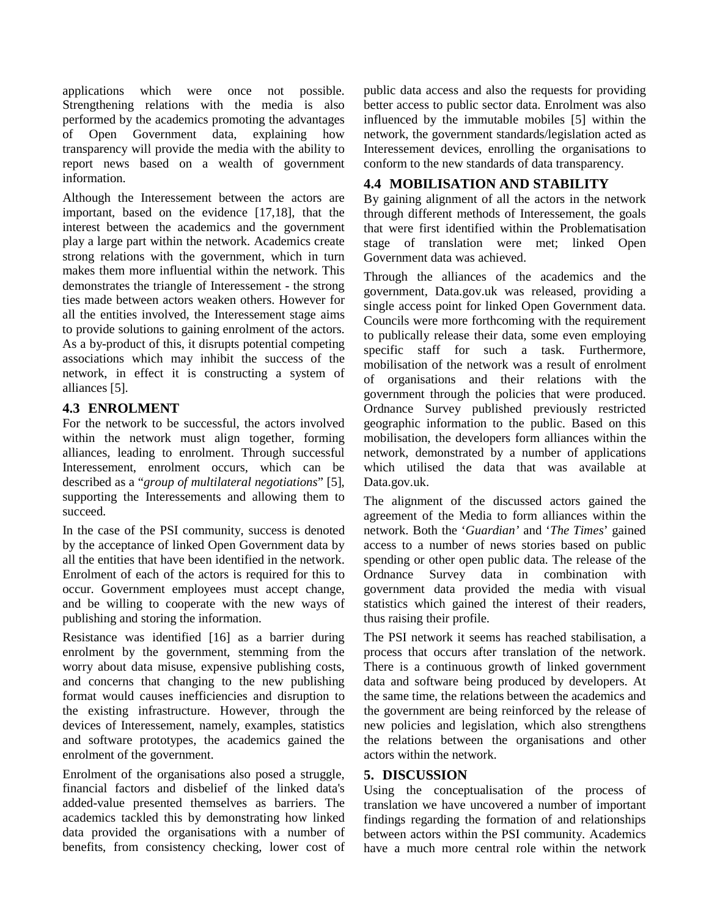applications which were once not possible. Strengthening relations with the media is also performed by the academics promoting the advantages of Open Government data, explaining how transparency will provide the media with the ability to report news based on a wealth of government information.

Although the Interessement between the actors are important, based on the evidence [17,18], that the interest between the academics and the government play a large part within the network. Academics create strong relations with the government, which in turn makes them more influential within the network. This demonstrates the triangle of Interessement - the strong ties made between actors weaken others. However for all the entities involved, the Interessement stage aims to provide solutions to gaining enrolment of the actors. As a by-product of this, it disrupts potential competing associations which may inhibit the success of the network, in effect it is constructing a system of alliances [5].

### 4.3 ENROLMENT

For the network to be successful, the actors involved within the network must align together, forming alliances, leading to enrolment. Through successful Interessement, enrolment occurs, which can be described as a "*group of multilateral negotiations*" [5], supporting the Interessements and allowing them to succeed.

In the case of the PSI community, success is denoted by the acceptance of linked Open Government data by all the entities that have been identified in the network. Enrolment of each of the actors is required for this to occur. Government employees must accept change, and be willing to cooperate with the new ways of publishing and storing the information.

Resistance was identified [16] as a barrier during enrolment by the government, stemming from the worry about data misuse, expensive publishing costs, and concerns that changing to the new publishing format would causes inefficiencies and disruption to the existing infrastructure. However, through the devices of Interessement, namely, examples, statistics and software prototypes, the academics gained the enrolment of the government.

Enrolment of the organisations also posed a struggle, financial factors and disbelief of the linked data's added-value presented themselves as barriers. The academics tackled this by demonstrating how linked data provided the organisations with a number of benefits, from consistency checking, lower cost of public data access and also the requests for providing better access to public sector data. Enrolment was also influenced by the immutable mobiles [5] within the network, the government standards/legislation acted as Interessement devices, enrolling the organisations to conform to the new standards of data transparency.

### 4.4 MOBILISATION AND STABILITY

By gaining alignment of all the actors in the network through different methods of Interessement, the goals that were first identified within the Problematisation stage of translation were met; linked Open Government data was achieved.

Through the alliances of the academics and the government, Data.gov.uk was released, providing a single access point for linked Open Government data. Councils were more forthcoming with the requirement to publically release their data, some even employing specific staff for such a task. Furthermore, mobilisation of the network was a result of enrolment of organisations and their relations with the government through the policies that were produced. Ordnance Survey published previously restricted geographic information to the public. Based on this mobilisation, the developers form alliances within the network, demonstrated by a number of applications which utilised the data that was available at Data.gov.uk.

The alignment of the discussed actors gained the agreement of the Media to form alliances within the network. Both the '*Guardian*' and '*The Times*' gained access to a number of news stories based on public spending or other open public data. The release of the Ordnance Survey data in combination with government data provided the media with visual statistics which gained the interest of their readers, thus raising their profile.

The PSI network it seems has reached stabilisation, a process that occurs after translation of the network. There is a continuous growth of linked government data and software being produced by developers. At the same time, the relations between the academics and the government are being reinforced by the release of new policies and legislation, which also strengthens the relations between the organisations and other actors within the network.

## 5. DISCUSSION

Using the conceptualisation of the process of translation we have uncovered a number of important findings regarding the formation of and relationships between actors within the PSI community. Academics have a much more central role within the network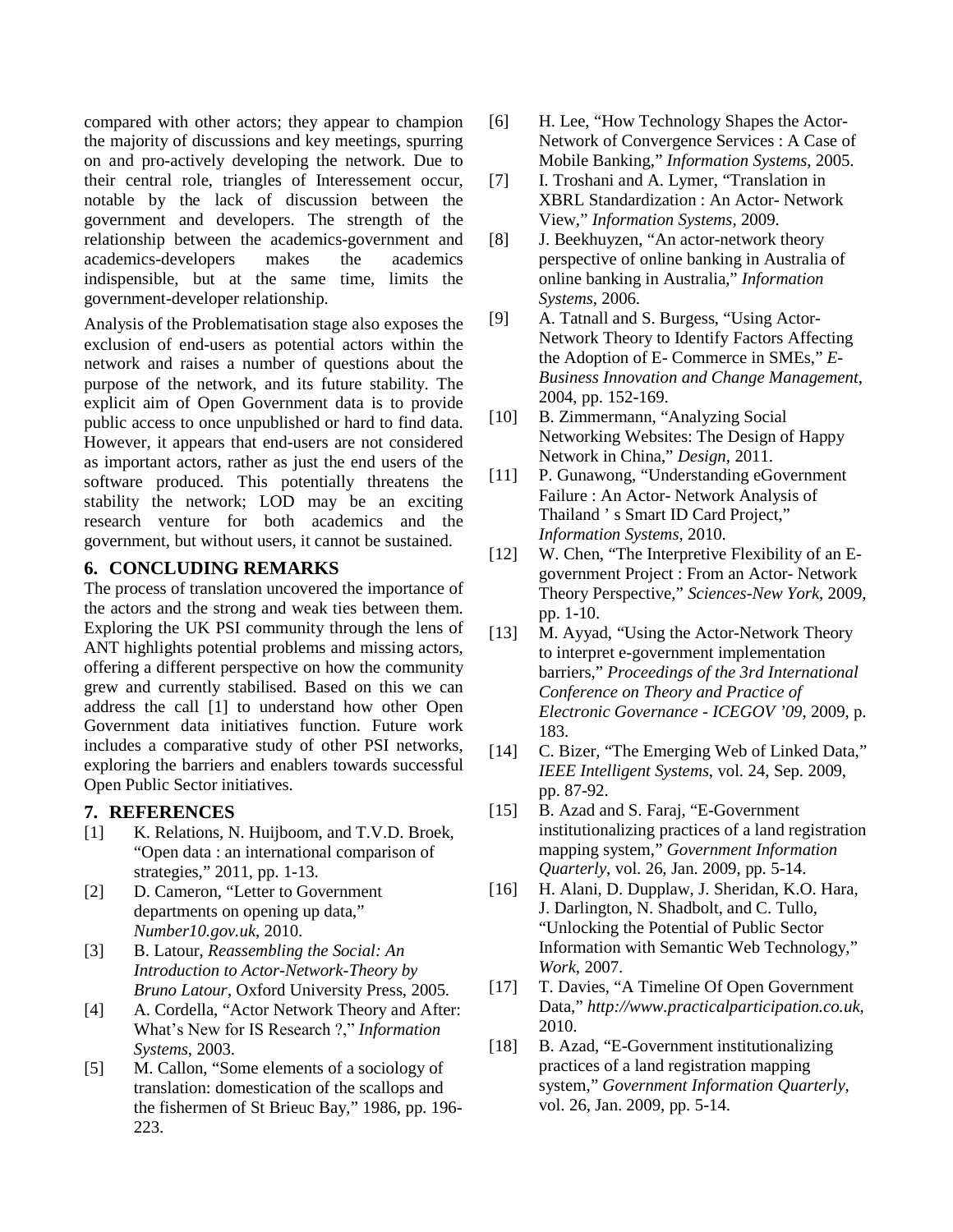compared with other actors; they appear to champion the majority of discussions and key meetings, spurring on and pro-actively developing the network. Due to their central role, triangles of Interessement occur, notable by the lack of discussion between the government and developers. The strength of the relationship between the academics-government and academics-developers makes the academics indispensible, but at the same time, limits the government-developer relationship.

Analysis of the Problematisation stage also exposes the exclusion of end-users as potential actors within the network and raises a number of questions about the purpose of the network, and its future stability. The explicit aim of Open Government data is to provide public access to once unpublished or hard to find data. However, it appears that end-users are not considered as important actors, rather as just the end users of the software produced. This potentially threatens the stability the network; LOD may be an exciting research venture for both academics and the government, but without users, it cannot be sustained.

## 6. CONCLUDING REMARKS

The process of translation uncovered the importance of the actors and the strong and weak ties between them. Exploring the UK PSI community through the lens of ANT highlights potential problems and missing actors, offering a different perspective on how the community grew and currently stabilised. Based on this we can address the call [1] to understand how other Open Government data initiatives function. Future work includes a comparative study of other PSI networks, exploring the barriers and enablers towards successful Open Public Sector initiatives.

## 7. REFERENCES

[1] K. Relations, N. Huijboom, and T.V.D. Broek, "Open data : an international comparison of strategies," 2011, pp. 1-13.

[2] D. Cameron, "Letter to Government departments on opening up data," *Number10.gov.uk*, 2010.

[3] B. Latour, *Reassembling the Social: An Introduction to Actor-Network-Theory by Bruno Latour*, Oxford University Press, 2005.

[4] A. Cordella, "Actor Network Theory and After: What's New for IS Research ?," *Information Systems*, 2003.

[5] M. Callon, "Some elements of a sociology of translation: domestication of the scallops and the fishermen of St Brieuc Bay," 1986, pp. 196-223.

[6] H. Lee, "How Technology Shapes the Actor-Network of Convergence Services : A Case of Mobile Banking," *Information Systems*, 2005.

[7] I. Troshani and A. Lymer, "Translation in XBRL Standardization : An Actor- Network View," *Information Systems*, 2009.

[8] J. Beekhuyzen, "An actor-network theory perspective of online banking in Australia of online banking in Australia," *Information Systems*, 2006.

[9] A. Tatnall and S. Burgess, "Using Actor-Network Theory to Identify Factors Affecting the Adoption of E- Commerce in SMEs," *E-Business Innovation and Change Management*, 2004, pp. 152-169.

[10] B. Zimmermann, "Analyzing Social Networking Websites: The Design of Happy Network in China," *Design*, 2011.

[11] P. Gunawong, "Understanding eGovernment Failure : An Actor- Network Analysis of Thailand ' s Smart ID Card Project," *Information Systems*, 2010.

[12] W. Chen, "The Interpretive Flexibility of an E-government Project : From an Actor- Network Theory Perspective," *Sciences-New York*, 2009, pp. 1-10.

[13] M. Ayyad, "Using the Actor-Network Theory to interpret e-government implementation barriers," *Proceedings of the 3rd International Conference on Theory and Practice of Electronic Governance - ICEGOV '09*, 2009, p. 183.

[14] C. Bizer, "The Emerging Web of Linked Data," *IEEE Intelligent Systems*, vol. 24, Sep. 2009, pp. 87-92.

[15] B. Azad and S. Faraj, "E-Government institutionalizing practices of a land registration mapping system," *Government Information Quarterly*, vol. 26, Jan. 2009, pp. 5-14.

[16] H. Alani, D. Dupplaw, J. Sheridan, K.O. Hara, J. Darlington, N. Shadbolt, and C. Tullo, "Unlocking the Potential of Public Sector Information with Semantic Web Technology," *Work*, 2007.

[17] T. Davies, "A Timeline Of Open Government Data," *http://www.practicalparticipation.co.uk*, 2010.

[18] B. Azad, "E-Government institutionalizing practices of a land registration mapping system," *Government Information Quarterly*, vol. 26, Jan. 2009, pp. 5-14.